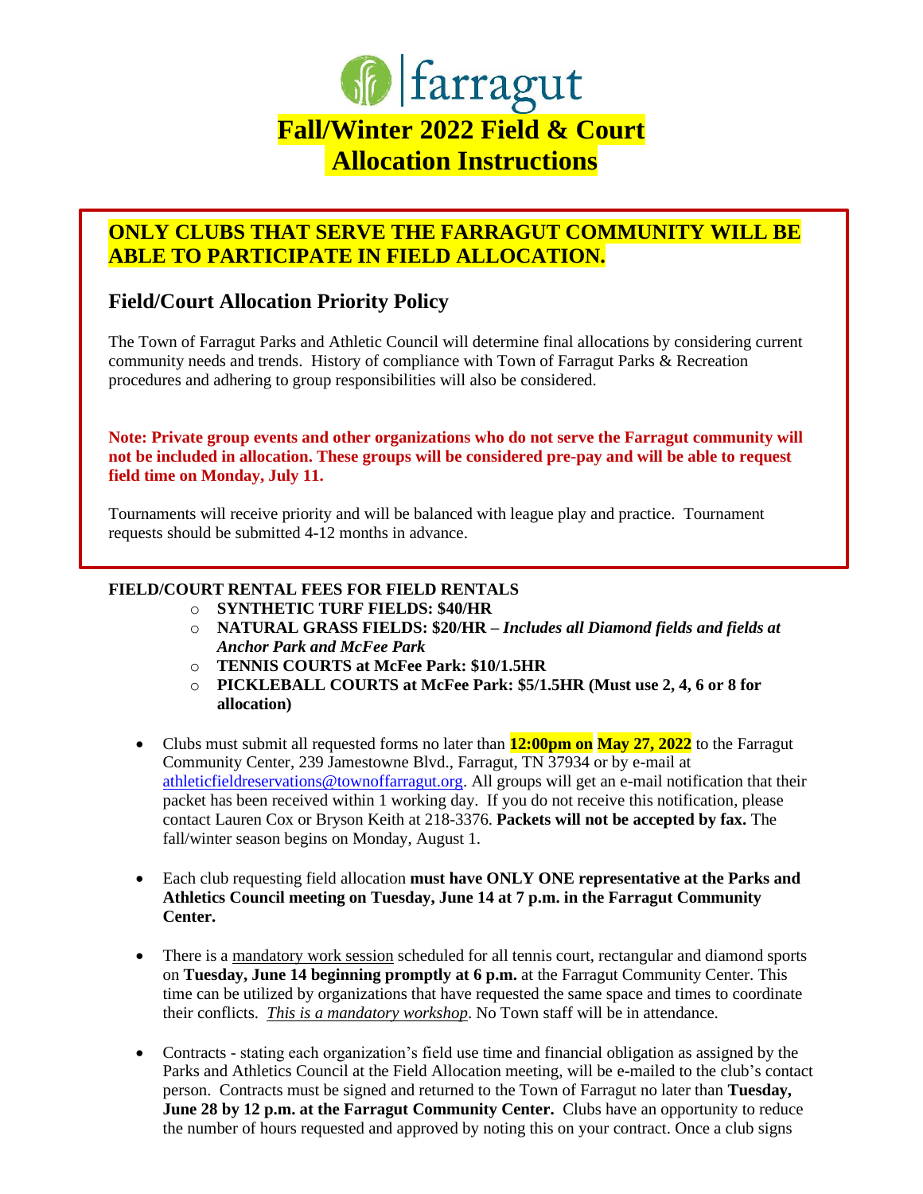farragut

# Fall/Winter 2022 Field & Court Allocation Instructions

## ONLY CLUBS THAT SERVE THE FARRAGUT COMMUNITY WILL BE ABLE TO PARTICIPATE IN FIELD ALLOCATION.

### Field/Court Allocation Priority Policy

The Town of Farragut Parks and Athletic Council will determine final allocations by considering current community needs and trends. History of compliance with Town of Farragut Parks & Recreation procedures and adhering to group responsibilities will also be considered.

**Note: Private group events and other organizations who do not serve the Farragut community will not be included in allocation. These groups will be considered pre-pay and will be able to request field time on Monday, July 11.**

Tournaments will receive priority and will be balanced with league play and practice. Tournament requests should be submitted 4-12 months in advance.

**FIELD/COURT RENTAL FEES FOR FIELD RENTALS**

- **SYNTHETIC TURF FIELDS: $40/HR**
- **NATURAL GRASS FIELDS: $20/HR –** ***Includes all Diamond fields and fields at Anchor Park and McFee Park***
- **TENNIS COURTS at McFee Park: $10/1.5HR**
- **PICKLEBALL COURTS at McFee Park: $5/1.5HR (Must use 2, 4, 6 or 8 for allocation)**

- Clubs must submit all requested forms no later than **12:00pm on May 27, 2022** to the Farragut Community Center, 239 Jamestowne Blvd., Farragut, TN 37934 or by e-mail at athleticfieldreservations@townoffarragut.org. All groups will get an e-mail notification that their packet has been received within 1 working day. If you do not receive this notification, please contact Lauren Cox or Bryson Keith at 218-3376. **Packets will not be accepted by fax.** The fall/winter season begins on Monday, August 1.

- Each club requesting field allocation **must have ONLY ONE representative at the Parks and Athletics Council meeting on Tuesday, June 14 at 7 p.m. in the Farragut Community Center.**

- There is a mandatory work session scheduled for all tennis court, rectangular and diamond sports on **Tuesday, June 14 beginning promptly at 6 p.m.** at the Farragut Community Center. This time can be utilized by organizations that have requested the same space and times to coordinate their conflicts. *This is a mandatory workshop*. No Town staff will be in attendance.

- Contracts - stating each organization's field use time and financial obligation as assigned by the Parks and Athletics Council at the Field Allocation meeting, will be e-mailed to the club's contact person. Contracts must be signed and returned to the Town of Farragut no later than **Tuesday, June 28 by 12 p.m. at the Farragut Community Center.** Clubs have an opportunity to reduce the number of hours requested and approved by noting this on your contract. Once a club signs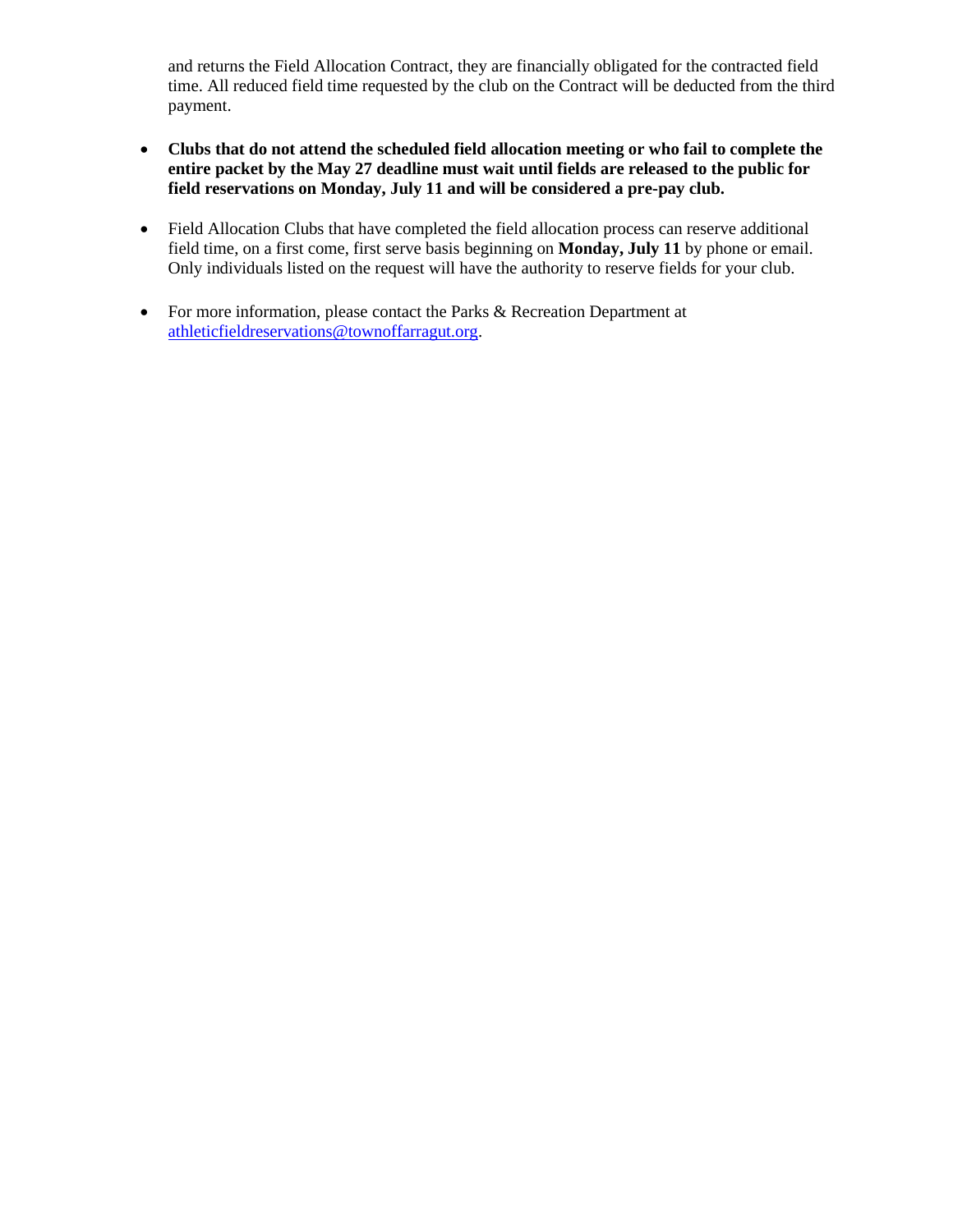and returns the Field Allocation Contract, they are financially obligated for the contracted field time. All reduced field time requested by the club on the Contract will be deducted from the third payment.

- **Clubs that do not attend the scheduled field allocation meeting or who fail to complete the entire packet by the May 27 deadline must wait until fields are released to the public for field reservations on Monday, July 11 and will be considered a pre-pay club.**

- Field Allocation Clubs that have completed the field allocation process can reserve additional field time, on a first come, first serve basis beginning on **Monday, July 11** by phone or email. Only individuals listed on the request will have the authority to reserve fields for your club.

- For more information, please contact the Parks & Recreation Department at athleticfieldreservations@townoffarragut.org.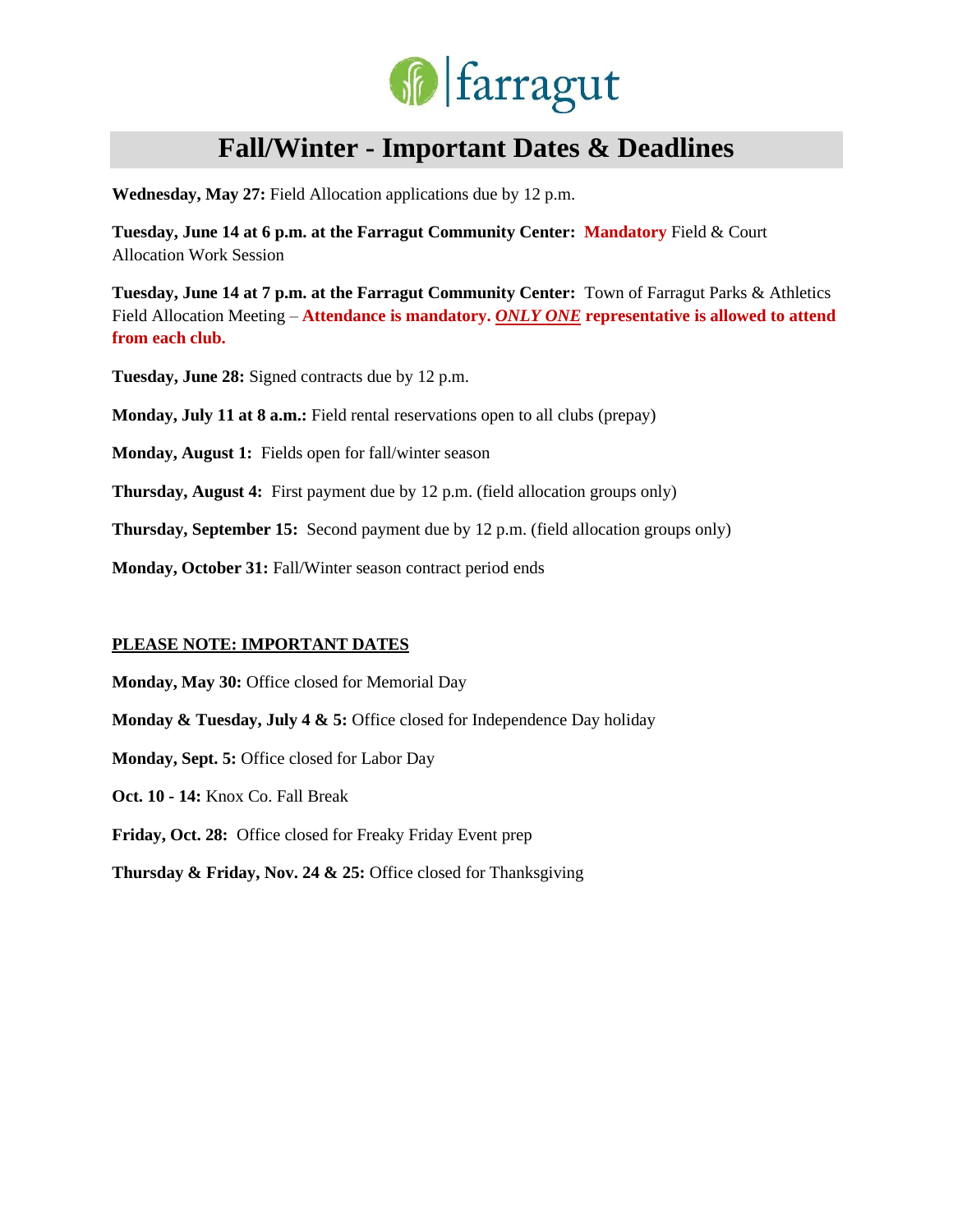farragut

# Fall/Winter - Important Dates & Deadlines

**Wednesday, May 27:** Field Allocation applications due by 12 p.m.

**Tuesday, June 14 at 6 p.m. at the Farragut Community Center:** **Mandatory** Field & Court Allocation Work Session

**Tuesday, June 14 at 7 p.m. at the Farragut Community Center:** Town of Farragut Parks & Athletics Field Allocation Meeting – **Attendance is mandatory. *ONLY ONE* representative is allowed to attend from each club.**

**Tuesday, June 28:** Signed contracts due by 12 p.m.

**Monday, July 11 at 8 a.m.:** Field rental reservations open to all clubs (prepay)

**Monday, August 1:** Fields open for fall/winter season

**Thursday, August 4:** First payment due by 12 p.m. (field allocation groups only)

**Thursday, September 15:** Second payment due by 12 p.m. (field allocation groups only)

**Monday, October 31:** Fall/Winter season contract period ends

**PLEASE NOTE: IMPORTANT DATES**

**Monday, May 30:** Office closed for Memorial Day

**Monday & Tuesday, July 4 & 5:** Office closed for Independence Day holiday

**Monday, Sept. 5:** Office closed for Labor Day

**Oct. 10 - 14:** Knox Co. Fall Break

**Friday, Oct. 28:** Office closed for Freaky Friday Event prep

**Thursday & Friday, Nov. 24 & 25:** Office closed for Thanksgiving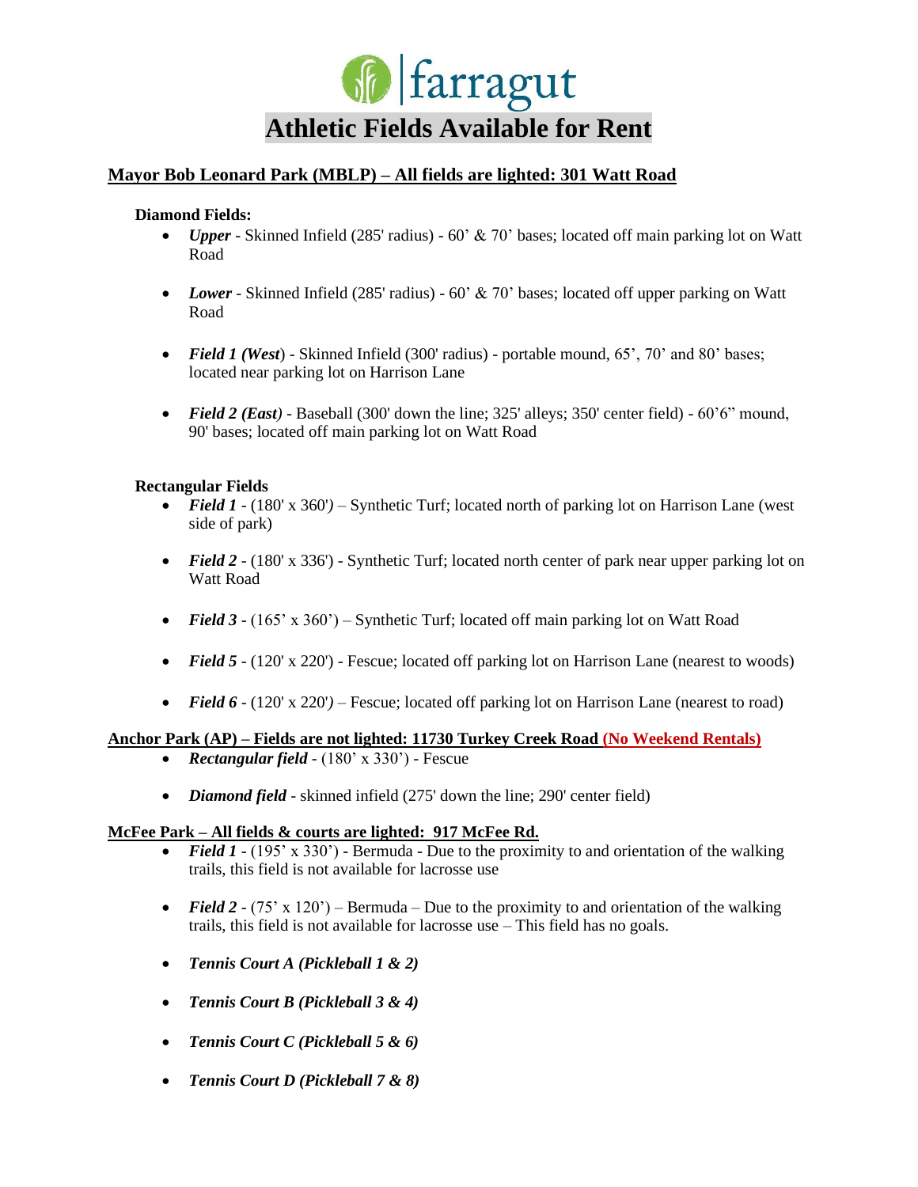farragut

# Athletic Fields Available for Rent

## Mayor Bob Leonard Park (MBLP) – All fields are lighted: 301 Watt Road

**Diamond Fields:**

- ***Upper*** - Skinned Infield (285' radius) - 60' & 70' bases; located off main parking lot on Watt Road
- ***Lower*** - Skinned Infield (285' radius) - 60' & 70' bases; located off upper parking on Watt Road
- ***Field 1 (West)*** - Skinned Infield (300' radius) - portable mound, 65', 70' and 80' bases; located near parking lot on Harrison Lane
- ***Field 2 (East)*** - Baseball (300' down the line; 325' alleys; 350' center field) - 60'6" mound, 90' bases; located off main parking lot on Watt Road

**Rectangular Fields**

- ***Field 1*** - (180' x 360') – Synthetic Turf; located north of parking lot on Harrison Lane (west side of park)
- ***Field 2*** - (180' x 336') - Synthetic Turf; located north center of park near upper parking lot on Watt Road
- ***Field 3*** - (165' x 360') – Synthetic Turf; located off main parking lot on Watt Road
- ***Field 5*** - (120' x 220') - Fescue; located off parking lot on Harrison Lane (nearest to woods)
- ***Field 6*** - (120' x 220') – Fescue; located off parking lot on Harrison Lane (nearest to road)

## Anchor Park (AP) – Fields are not lighted: 11730 Turkey Creek Road (No Weekend Rentals)

- ***Rectangular field*** - (180' x 330') - Fescue
- ***Diamond field*** - skinned infield (275' down the line; 290' center field)

## McFee Park – All fields & courts are lighted: 917 McFee Rd.

- ***Field 1*** - (195' x 330') - Bermuda - Due to the proximity to and orientation of the walking trails, this field is not available for lacrosse use
- ***Field 2*** - (75' x 120') – Bermuda – Due to the proximity to and orientation of the walking trails, this field is not available for lacrosse use – This field has no goals.
- ***Tennis Court A (Pickleball 1 & 2)***
- ***Tennis Court B (Pickleball 3 & 4)***
- ***Tennis Court C (Pickleball 5 & 6)***
- ***Tennis Court D (Pickleball 7 & 8)***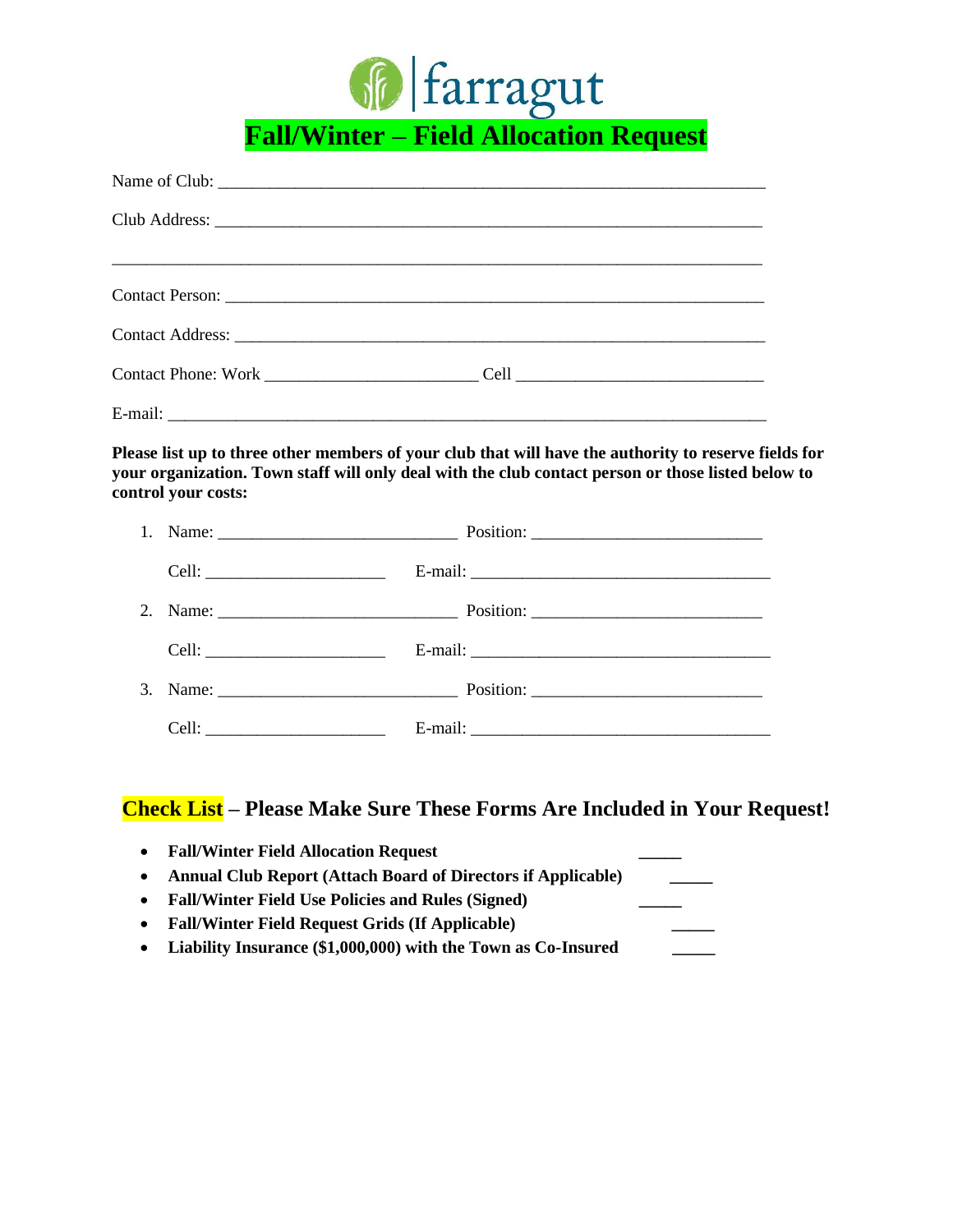farragut

# Fall/Winter – Field Allocation Request

Name of Club: ___________________________________________________________________

Club Address: ___________________________________________________________________

_____________________________________________________________________________

Contact Person: _________________________________________________________________

Contact Address: ________________________________________________________________

Contact Phone: Work ________________________ Cell ____________________________

E-mail: _________________________________________________________________________

**Please list up to three other members of your club that will have the authority to reserve fields for your organization. Town staff will only deal with the club contact person or those listed below to control your costs:**

1. Name: ___________________________ Position: __________________________

   Cell: ____________________ E-mail: __________________________________

2. Name: ___________________________ Position: __________________________

   Cell: ____________________ E-mail: __________________________________

3. Name: ___________________________ Position: __________________________

   Cell: ____________________ E-mail: __________________________________

## Check List – Please Make Sure These Forms Are Included in Your Request!

- **Fall/Winter Field Allocation Request** _____
- **Annual Club Report (Attach Board of Directors if Applicable)** _____
- **Fall/Winter Field Use Policies and Rules (Signed)** _____
- **Fall/Winter Field Request Grids (If Applicable)** _____
- **Liability Insurance ($1,000,000) with the Town as Co-Insured** _____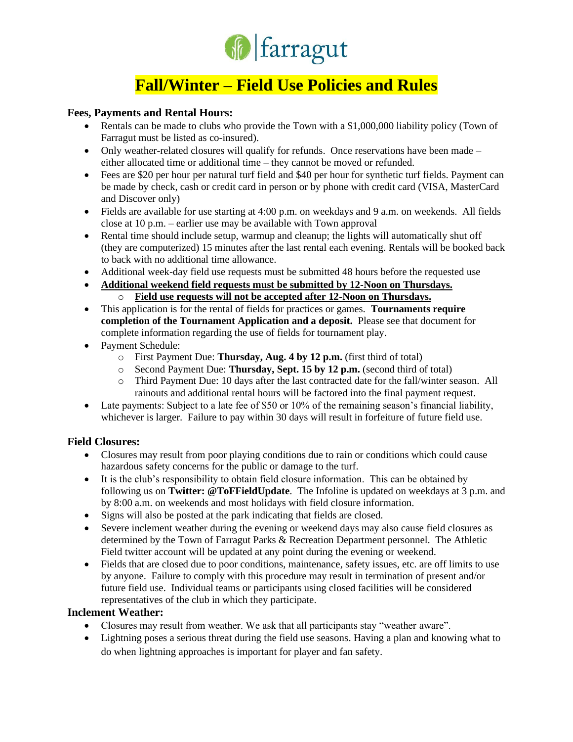farragut

# Fall/Winter – Field Use Policies and Rules

### Fees, Payments and Rental Hours:

- Rentals can be made to clubs who provide the Town with a $1,000,000 liability policy (Town of Farragut must be listed as co-insured).
- Only weather-related closures will qualify for refunds. Once reservations have been made – either allocated time or additional time – they cannot be moved or refunded.
- Fees are $20 per hour per natural turf field and $40 per hour for synthetic turf fields. Payment can be made by check, cash or credit card in person or by phone with credit card (VISA, MasterCard and Discover only)
- Fields are available for use starting at 4:00 p.m. on weekdays and 9 a.m. on weekends. All fields close at 10 p.m. – earlier use may be available with Town approval
- Rental time should include setup, warmup and cleanup; the lights will automatically shut off (they are computerized) 15 minutes after the last rental each evening. Rentals will be booked back to back with no additional time allowance.
- Additional week-day field use requests must be submitted 48 hours before the requested use
- <u>**Additional weekend field requests must be submitted by 12-Noon on Thursdays.**</u>
  - <u>**Field use requests will not be accepted after 12-Noon on Thursdays.**</u>
- This application is for the rental of fields for practices or games. **Tournaments require completion of the Tournament Application and a deposit.** Please see that document for complete information regarding the use of fields for tournament play.
- Payment Schedule:
  - First Payment Due: **Thursday, Aug. 4 by 12 p.m.** (first third of total)
  - Second Payment Due: **Thursday, Sept. 15 by 12 p.m.** (second third of total)
  - Third Payment Due: 10 days after the last contracted date for the fall/winter season. All rainouts and additional rental hours will be factored into the final payment request.
- Late payments: Subject to a late fee of $50 or 10% of the remaining season's financial liability, whichever is larger. Failure to pay within 30 days will result in forfeiture of future field use.

### Field Closures:

- Closures may result from poor playing conditions due to rain or conditions which could cause hazardous safety concerns for the public or damage to the turf.
- It is the club's responsibility to obtain field closure information. This can be obtained by following us on **Twitter: @ToFFieldUpdate**. The Infoline is updated on weekdays at 3 p.m. and by 8:00 a.m. on weekends and most holidays with field closure information.
- Signs will also be posted at the park indicating that fields are closed.
- Severe inclement weather during the evening or weekend days may also cause field closures as determined by the Town of Farragut Parks & Recreation Department personnel. The Athletic Field twitter account will be updated at any point during the evening or weekend.
- Fields that are closed due to poor conditions, maintenance, safety issues, etc. are off limits to use by anyone. Failure to comply with this procedure may result in termination of present and/or future field use. Individual teams or participants using closed facilities will be considered representatives of the club in which they participate.

### Inclement Weather:

- Closures may result from weather. We ask that all participants stay "weather aware".
- Lightning poses a serious threat during the field use seasons. Having a plan and knowing what to do when lightning approaches is important for player and fan safety.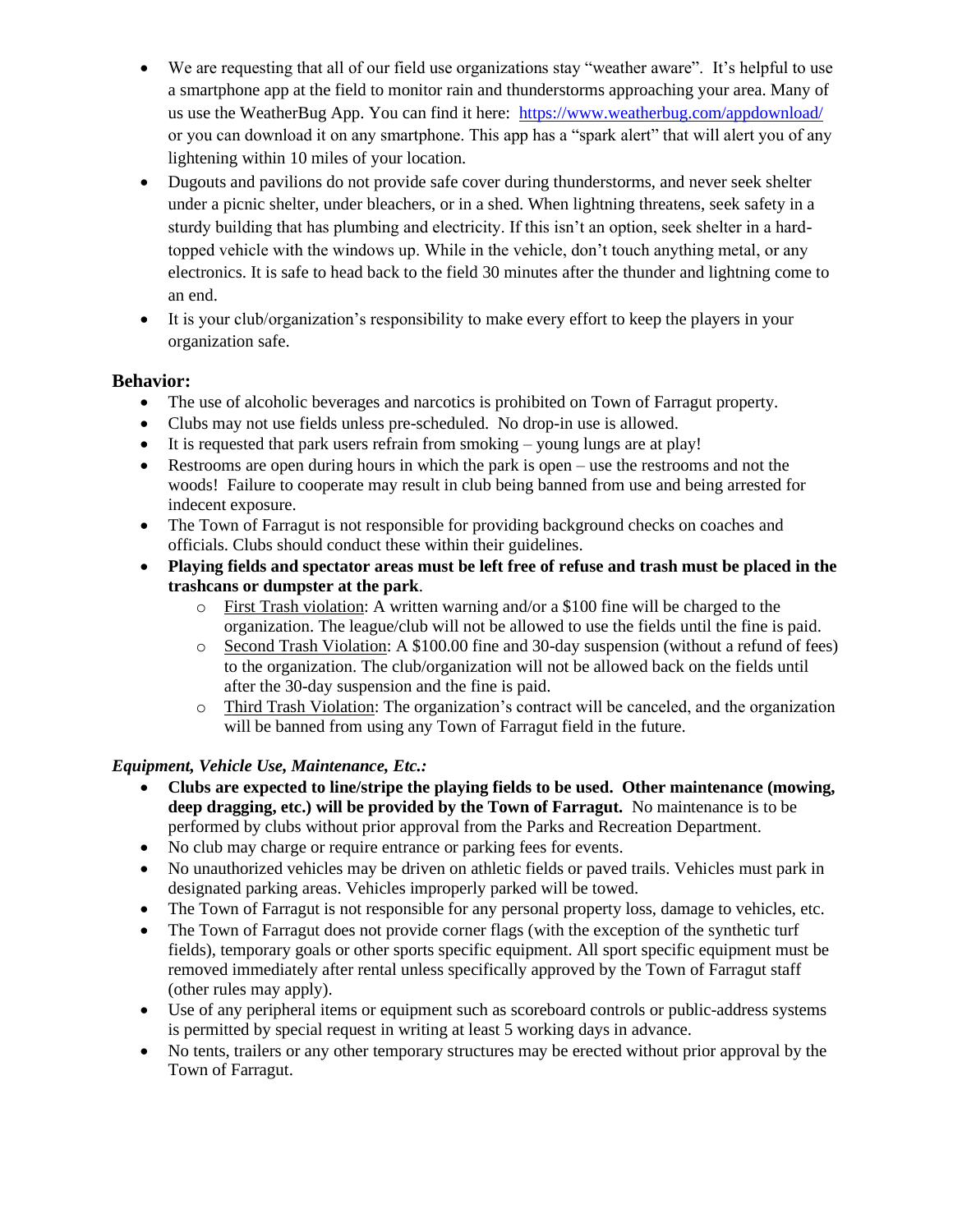- We are requesting that all of our field use organizations stay "weather aware". It's helpful to use a smartphone app at the field to monitor rain and thunderstorms approaching your area. Many of us use the WeatherBug App. You can find it here: https://www.weatherbug.com/appdownload/ or you can download it on any smartphone. This app has a "spark alert" that will alert you of any lightening within 10 miles of your location.
- Dugouts and pavilions do not provide safe cover during thunderstorms, and never seek shelter under a picnic shelter, under bleachers, or in a shed. When lightning threatens, seek safety in a sturdy building that has plumbing and electricity. If this isn't an option, seek shelter in a hard-topped vehicle with the windows up. While in the vehicle, don't touch anything metal, or any electronics. It is safe to head back to the field 30 minutes after the thunder and lightning come to an end.
- It is your club/organization's responsibility to make every effort to keep the players in your organization safe.

## Behavior:

- The use of alcoholic beverages and narcotics is prohibited on Town of Farragut property.
- Clubs may not use fields unless pre-scheduled. No drop-in use is allowed.
- It is requested that park users refrain from smoking – young lungs are at play!
- Restrooms are open during hours in which the park is open – use the restrooms and not the woods! Failure to cooperate may result in club being banned from use and being arrested for indecent exposure.
- The Town of Farragut is not responsible for providing background checks on coaches and officials. Clubs should conduct these within their guidelines.
- **Playing fields and spectator areas must be left free of refuse and trash must be placed in the trashcans or dumpster at the park**.
  - First Trash violation: A written warning and/or a $100 fine will be charged to the organization. The league/club will not be allowed to use the fields until the fine is paid.
  - Second Trash Violation: A $100.00 fine and 30-day suspension (without a refund of fees) to the organization. The club/organization will not be allowed back on the fields until after the 30-day suspension and the fine is paid.
  - Third Trash Violation: The organization's contract will be canceled, and the organization will be banned from using any Town of Farragut field in the future.

### *Equipment, Vehicle Use, Maintenance, Etc.:*

- **Clubs are expected to line/stripe the playing fields to be used. Other maintenance (mowing, deep dragging, etc.) will be provided by the Town of Farragut.** No maintenance is to be performed by clubs without prior approval from the Parks and Recreation Department.
- No club may charge or require entrance or parking fees for events.
- No unauthorized vehicles may be driven on athletic fields or paved trails. Vehicles must park in designated parking areas. Vehicles improperly parked will be towed.
- The Town of Farragut is not responsible for any personal property loss, damage to vehicles, etc.
- The Town of Farragut does not provide corner flags (with the exception of the synthetic turf fields), temporary goals or other sports specific equipment. All sport specific equipment must be removed immediately after rental unless specifically approved by the Town of Farragut staff (other rules may apply).
- Use of any peripheral items or equipment such as scoreboard controls or public-address systems is permitted by special request in writing at least 5 working days in advance.
- No tents, trailers or any other temporary structures may be erected without prior approval by the Town of Farragut.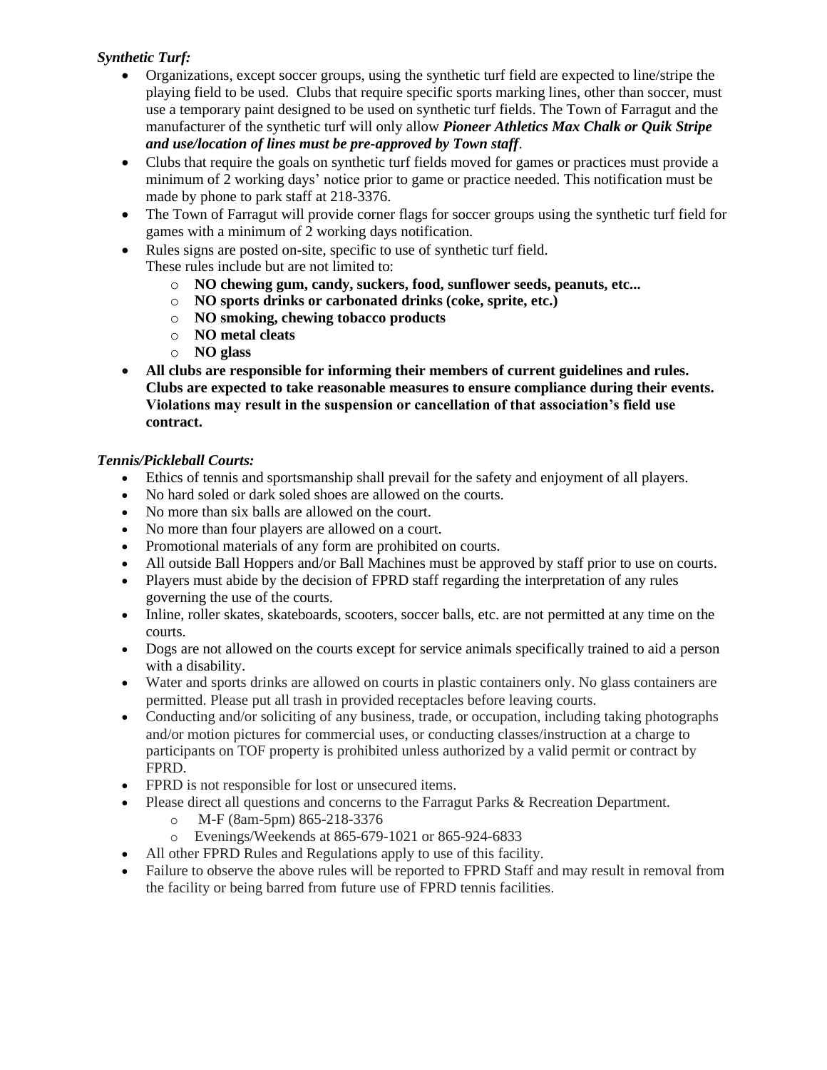***Synthetic Turf:***

- Organizations, except soccer groups, using the synthetic turf field are expected to line/stripe the playing field to be used. Clubs that require specific sports marking lines, other than soccer, must use a temporary paint designed to be used on synthetic turf fields. The Town of Farragut and the manufacturer of the synthetic turf will only allow ***Pioneer Athletics Max Chalk or Quik Stripe and use/location of lines must be pre-approved by Town staff***.
- Clubs that require the goals on synthetic turf fields moved for games or practices must provide a minimum of 2 working days' notice prior to game or practice needed. This notification must be made by phone to park staff at 218-3376.
- The Town of Farragut will provide corner flags for soccer groups using the synthetic turf field for games with a minimum of 2 working days notification.
- Rules signs are posted on-site, specific to use of synthetic turf field. These rules include but are not limited to:
  - **NO chewing gum, candy, suckers, food, sunflower seeds, peanuts, etc...**
  - **NO sports drinks or carbonated drinks (coke, sprite, etc.)**
  - **NO smoking, chewing tobacco products**
  - **NO metal cleats**
  - **NO glass**
- **All clubs are responsible for informing their members of current guidelines and rules. Clubs are expected to take reasonable measures to ensure compliance during their events. Violations may result in the suspension or cancellation of that association's field use contract.**

***Tennis/Pickleball Courts:***

- Ethics of tennis and sportsmanship shall prevail for the safety and enjoyment of all players.
- No hard soled or dark soled shoes are allowed on the courts.
- No more than six balls are allowed on the court.
- No more than four players are allowed on a court.
- Promotional materials of any form are prohibited on courts.
- All outside Ball Hoppers and/or Ball Machines must be approved by staff prior to use on courts.
- Players must abide by the decision of FPRD staff regarding the interpretation of any rules governing the use of the courts.
- Inline, roller skates, skateboards, scooters, soccer balls, etc. are not permitted at any time on the courts.
- Dogs are not allowed on the courts except for service animals specifically trained to aid a person with a disability.
- Water and sports drinks are allowed on courts in plastic containers only. No glass containers are permitted. Please put all trash in provided receptacles before leaving courts.
- Conducting and/or soliciting of any business, trade, or occupation, including taking photographs and/or motion pictures for commercial uses, or conducting classes/instruction at a charge to participants on TOF property is prohibited unless authorized by a valid permit or contract by FPRD.
- FPRD is not responsible for lost or unsecured items.
- Please direct all questions and concerns to the Farragut Parks & Recreation Department.
  - M-F (8am-5pm) 865-218-3376
  - Evenings/Weekends at 865-679-1021 or 865-924-6833
- All other FPRD Rules and Regulations apply to use of this facility.
- Failure to observe the above rules will be reported to FPRD Staff and may result in removal from the facility or being barred from future use of FPRD tennis facilities.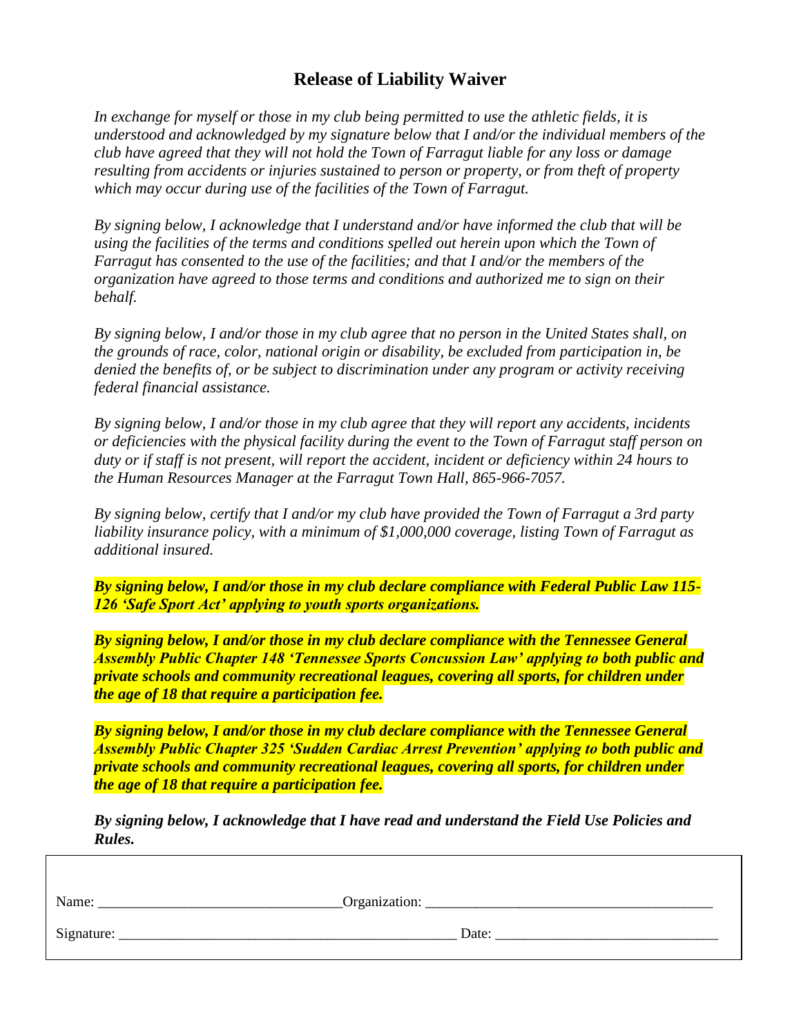## Release of Liability Waiver

*In exchange for myself or those in my club being permitted to use the athletic fields, it is understood and acknowledged by my signature below that I and/or the individual members of the club have agreed that they will not hold the Town of Farragut liable for any loss or damage resulting from accidents or injuries sustained to person or property, or from theft of property which may occur during use of the facilities of the Town of Farragut.*

*By signing below, I acknowledge that I understand and/or have informed the club that will be using the facilities of the terms and conditions spelled out herein upon which the Town of Farragut has consented to the use of the facilities; and that I and/or the members of the organization have agreed to those terms and conditions and authorized me to sign on their behalf.*

*By signing below, I and/or those in my club agree that no person in the United States shall, on the grounds of race, color, national origin or disability, be excluded from participation in, be denied the benefits of, or be subject to discrimination under any program or activity receiving federal financial assistance.*

*By signing below, I and/or those in my club agree that they will report any accidents, incidents or deficiencies with the physical facility during the event to the Town of Farragut staff person on duty or if staff is not present, will report the accident, incident or deficiency within 24 hours to the Human Resources Manager at the Farragut Town Hall, 865-966-7057.*

*By signing below, certify that I and/or my club have provided the Town of Farragut a 3rd party liability insurance policy, with a minimum of $1,000,000 coverage, listing Town of Farragut as additional insured.*

***By signing below, I and/or those in my club declare compliance with Federal Public Law 115-126 'Safe Sport Act' applying to youth sports organizations.***

***By signing below, I and/or those in my club declare compliance with the Tennessee General Assembly Public Chapter 148 'Tennessee Sports Concussion Law' applying to both public and private schools and community recreational leagues, covering all sports, for children under the age of 18 that require a participation fee.***

***By signing below, I and/or those in my club declare compliance with the Tennessee General Assembly Public Chapter 325 'Sudden Cardiac Arrest Prevention' applying to both public and private schools and community recreational leagues, covering all sports, for children under the age of 18 that require a participation fee.***

***By signing below, I acknowledge that I have read and understand the Field Use Policies and Rules.***

Name: ________________________________ Organization: ______________________________________

Signature: ____________________________________________ Date: _____________________________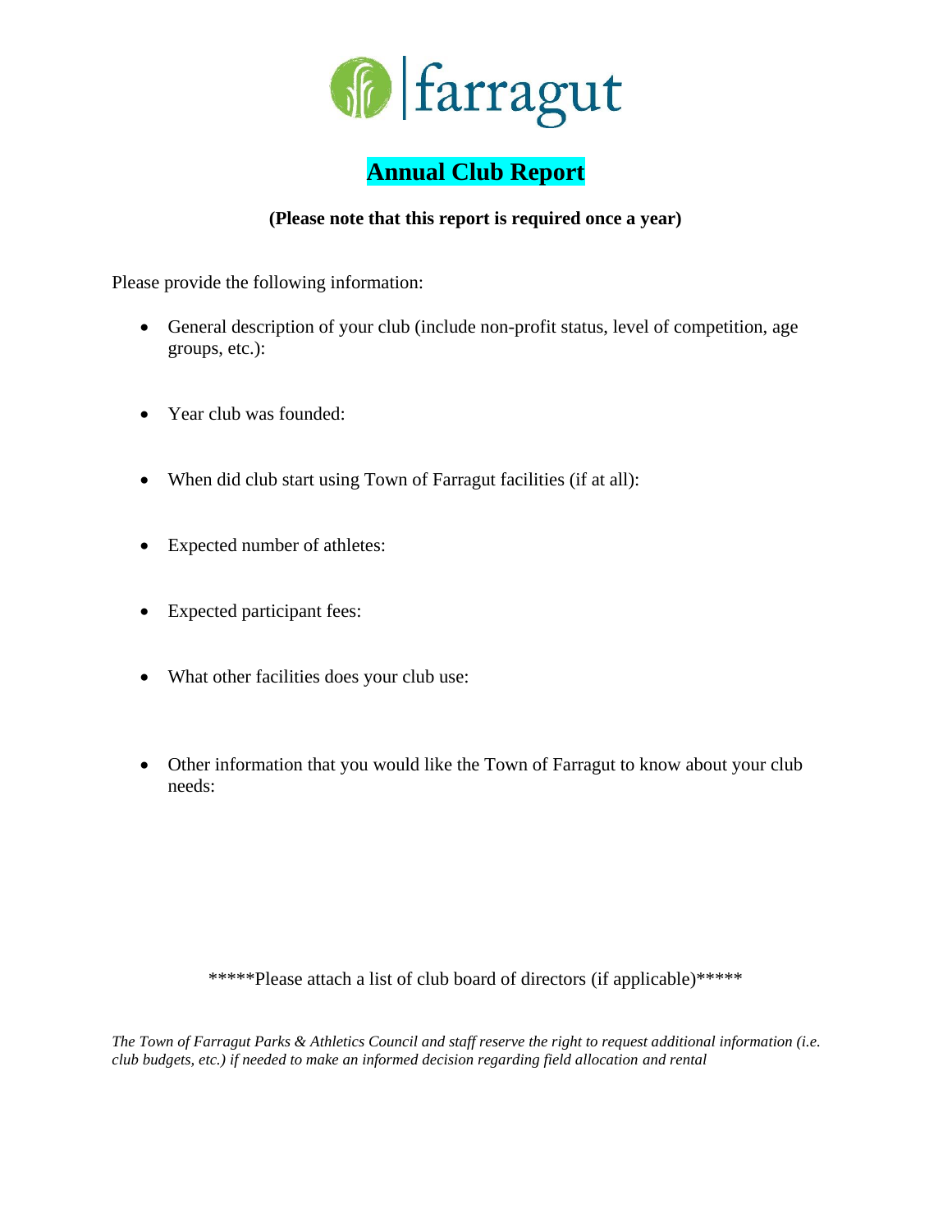farragut

# Annual Club Report

**(Please note that this report is required once a year)**

Please provide the following information:

- General description of your club (include non-profit status, level of competition, age groups, etc.):
- Year club was founded:
- When did club start using Town of Farragut facilities (if at all):
- Expected number of athletes:
- Expected participant fees:
- What other facilities does your club use:
- Other information that you would like the Town of Farragut to know about your club needs:

*****Please attach a list of club board of directors (if applicable)*****

*The Town of Farragut Parks & Athletics Council and staff reserve the right to request additional information (i.e. club budgets, etc.) if needed to make an informed decision regarding field allocation and rental*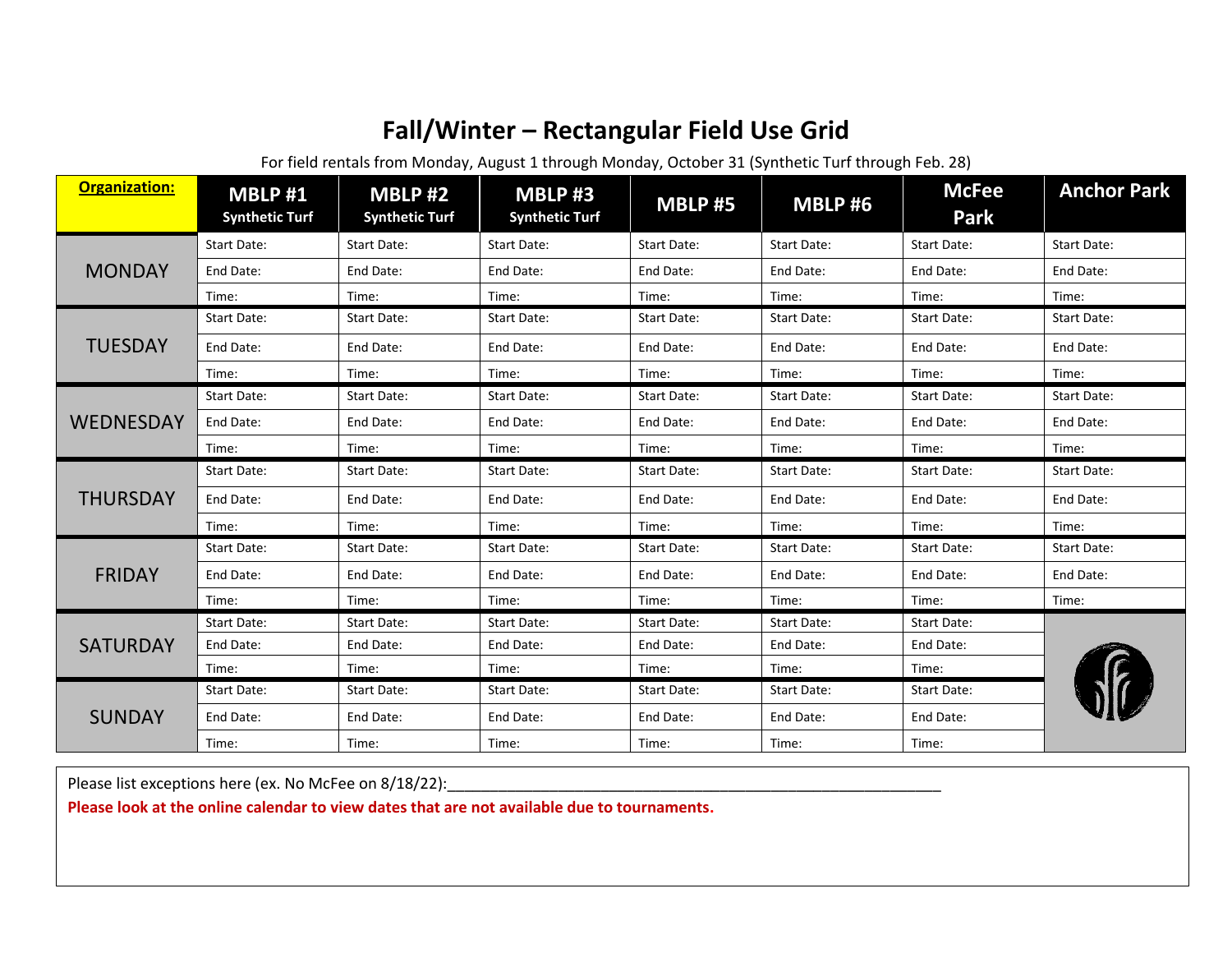# Fall/Winter – Rectangular Field Use Grid

For field rentals from Monday, August 1 through Monday, October 31 (Synthetic Turf through Feb. 28)

| **Organization:** | **MBLP #1** Synthetic Turf | **MBLP #2** Synthetic Turf | **MBLP #3** Synthetic Turf | **MBLP #5** | **MBLP #6** | **McFee Park** | **Anchor Park** |
|---|---|---|---|---|---|---|---|
| MONDAY | Start Date: | Start Date: | Start Date: | Start Date: | Start Date: | Start Date: | Start Date: |
| | End Date: | End Date: | End Date: | End Date: | End Date: | End Date: | End Date: |
| | Time: | Time: | Time: | Time: | Time: | Time: | Time: |
| TUESDAY | Start Date: | Start Date: | Start Date: | Start Date: | Start Date: | Start Date: | Start Date: |
| | End Date: | End Date: | End Date: | End Date: | End Date: | End Date: | End Date: |
| | Time: | Time: | Time: | Time: | Time: | Time: | Time: |
| WEDNESDAY | Start Date: | Start Date: | Start Date: | Start Date: | Start Date: | Start Date: | Start Date: |
| | End Date: | End Date: | End Date: | End Date: | End Date: | End Date: | End Date: |
| | Time: | Time: | Time: | Time: | Time: | Time: | Time: |
| THURSDAY | Start Date: | Start Date: | Start Date: | Start Date: | Start Date: | Start Date: | Start Date: |
| | End Date: | End Date: | End Date: | End Date: | End Date: | End Date: | End Date: |
| | Time: | Time: | Time: | Time: | Time: | Time: | Time: |
| FRIDAY | Start Date: | Start Date: | Start Date: | Start Date: | Start Date: | Start Date: | Start Date: |
| | End Date: | End Date: | End Date: | End Date: | End Date: | End Date: | End Date: |
| | Time: | Time: | Time: | Time: | Time: | Time: | Time: |
| SATURDAY | Start Date: | Start Date: | Start Date: | Start Date: | Start Date: | Start Date: | |
| | End Date: | End Date: | End Date: | End Date: | End Date: | End Date: | |
| | Time: | Time: | Time: | Time: | Time: | Time: | |
| SUNDAY | Start Date: | Start Date: | Start Date: | Start Date: | Start Date: | Start Date: | |
| | End Date: | End Date: | End Date: | End Date: | End Date: | End Date: | |
| | Time: | Time: | Time: | Time: | Time: | Time: | |

Please list exceptions here (ex. No McFee on 8/18/22):____________________________________________________________

**Please look at the online calendar to view dates that are not available due to tournaments.**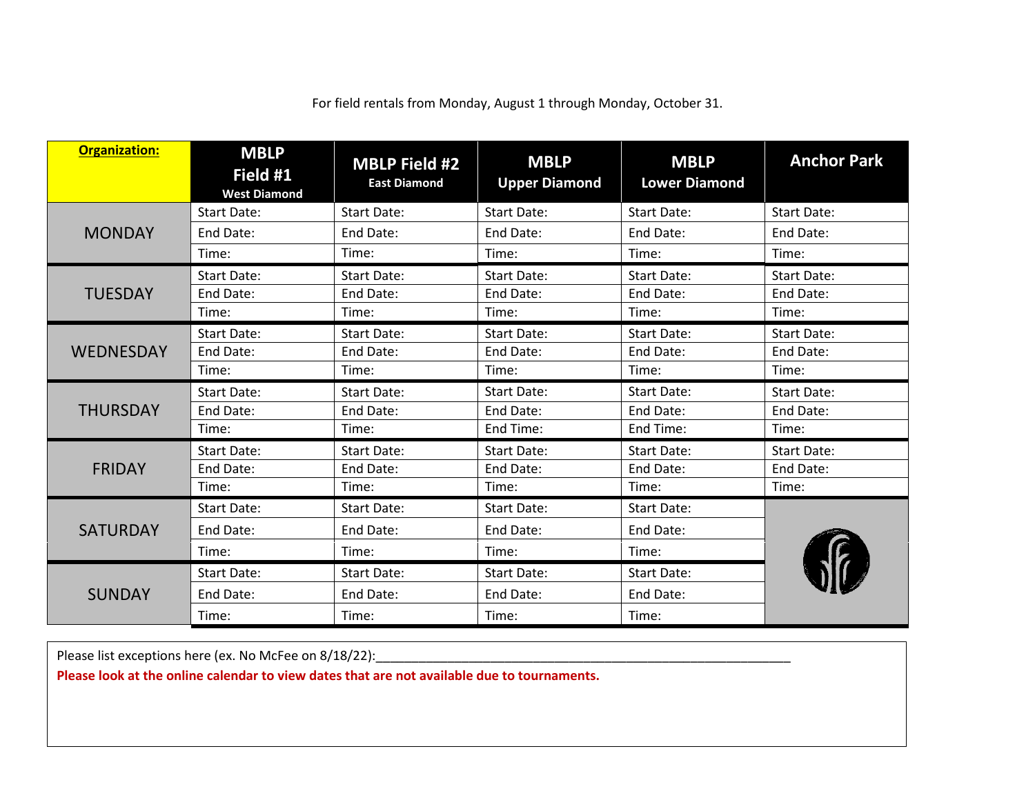For field rentals from Monday, August 1 through Monday, October 31.

| **Organization:** | MBLP Field #1 West Diamond | MBLP Field #2 East Diamond | MBLP Upper Diamond | MBLP Lower Diamond | Anchor Park |
|---|---|---|---|---|---|
| MONDAY | Start Date: | Start Date: | Start Date: | Start Date: | Start Date: |
| | End Date: | End Date: | End Date: | End Date: | End Date: |
| | Time: | Time: | Time: | Time: | Time: |
| TUESDAY | Start Date: | Start Date: | Start Date: | Start Date: | Start Date: |
| | End Date: | End Date: | End Date: | End Date: | End Date: |
| | Time: | Time: | Time: | Time: | Time: |
| WEDNESDAY | Start Date: | Start Date: | Start Date: | Start Date: | Start Date: |
| | End Date: | End Date: | End Date: | End Date: | End Date: |
| | Time: | Time: | Time: | Time: | Time: |
| THURSDAY | Start Date: | Start Date: | Start Date: | Start Date: | Start Date: |
| | End Date: | End Date: | End Date: | End Date: | End Date: |
| | Time: | Time: | End Time: | End Time: | Time: |
| FRIDAY | Start Date: | Start Date: | Start Date: | Start Date: | Start Date: |
| | End Date: | End Date: | End Date: | End Date: | End Date: |
| | Time: | Time: | Time: | Time: | Time: |
| SATURDAY | Start Date: | Start Date: | Start Date: | Start Date: | |
| | End Date: | End Date: | End Date: | End Date: | |
| | Time: | Time: | Time: | Time: | |
| SUNDAY | Start Date: | Start Date: | Start Date: | Start Date: | |
| | End Date: | End Date: | End Date: | End Date: | |
| | Time: | Time: | Time: | Time: | |

Please list exceptions here (ex. No McFee on 8/18/22):_______________________________________________________________

**Please look at the online calendar to view dates that are not available due to tournaments.**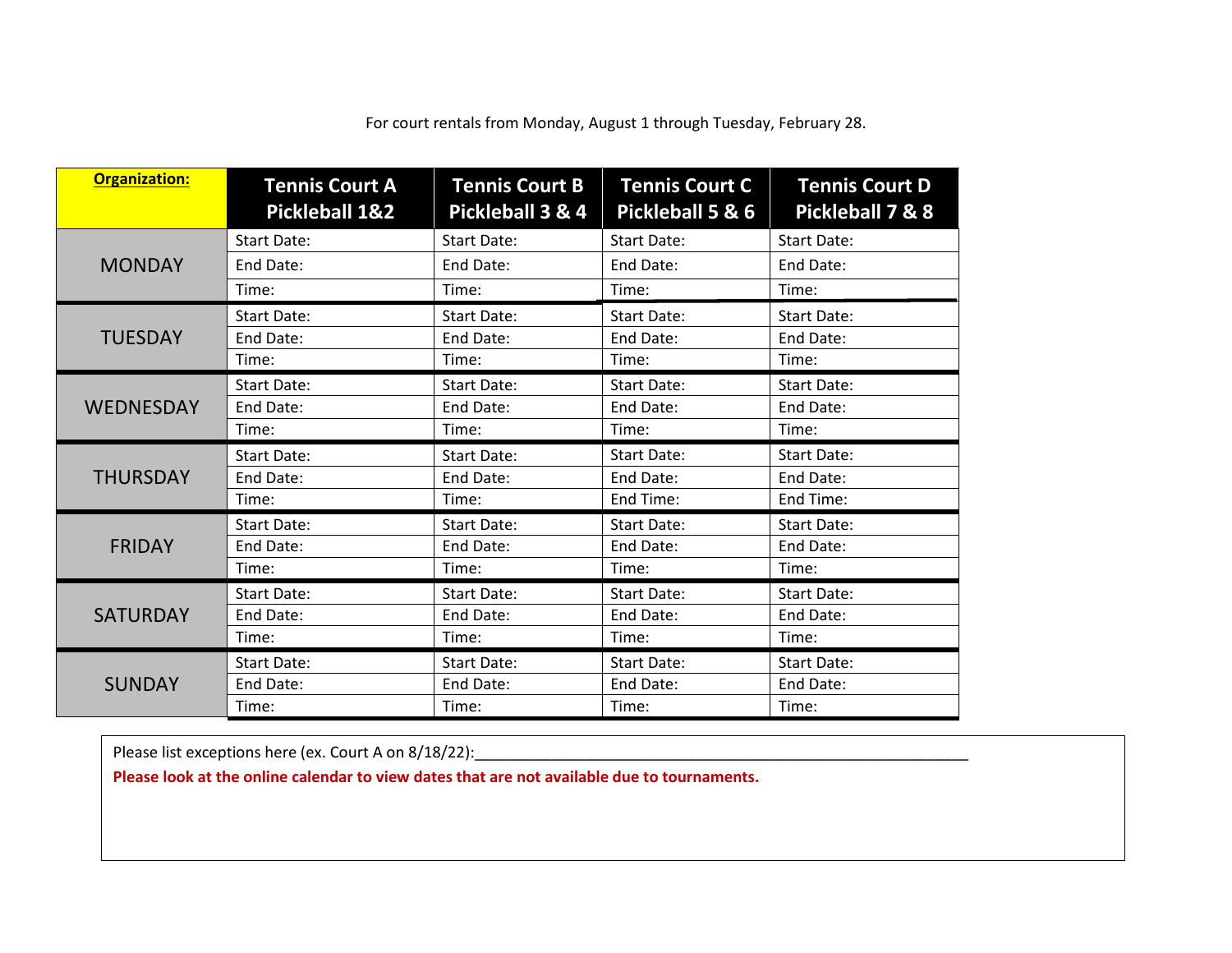For court rentals from Monday, August 1 through Tuesday, February 28.

| **Organization:** | Tennis Court A Pickleball 1&2 | Tennis Court B Pickleball 3 & 4 | Tennis Court C Pickleball 5 & 6 | Tennis Court D Pickleball 7 & 8 |
|---|---|---|---|---|
| MONDAY | Start Date: | Start Date: | Start Date: | Start Date: |
| | End Date: | End Date: | End Date: | End Date: |
| | Time: | Time: | Time: | Time: |
| TUESDAY | Start Date: | Start Date: | Start Date: | Start Date: |
| | End Date: | End Date: | End Date: | End Date: |
| | Time: | Time: | Time: | Time: |
| WEDNESDAY | Start Date: | Start Date: | Start Date: | Start Date: |
| | End Date: | End Date: | End Date: | End Date: |
| | Time: | Time: | Time: | Time: |
| THURSDAY | Start Date: | Start Date: | Start Date: | Start Date: |
| | End Date: | End Date: | End Date: | End Date: |
| | Time: | Time: | End Time: | End Time: |
| FRIDAY | Start Date: | Start Date: | Start Date: | Start Date: |
| | End Date: | End Date: | End Date: | End Date: |
| | Time: | Time: | Time: | Time: |
| SATURDAY | Start Date: | Start Date: | Start Date: | Start Date: |
| | End Date: | End Date: | End Date: | End Date: |
| | Time: | Time: | Time: | Time: |
| SUNDAY | Start Date: | Start Date: | Start Date: | Start Date: |
| | End Date: | End Date: | End Date: | End Date: |
| | Time: | Time: | Time: | Time: |

Please list exceptions here (ex. Court A on 8/18/22):_______________________________________________________________

**Please look at the online calendar to view dates that are not available due to tournaments.**